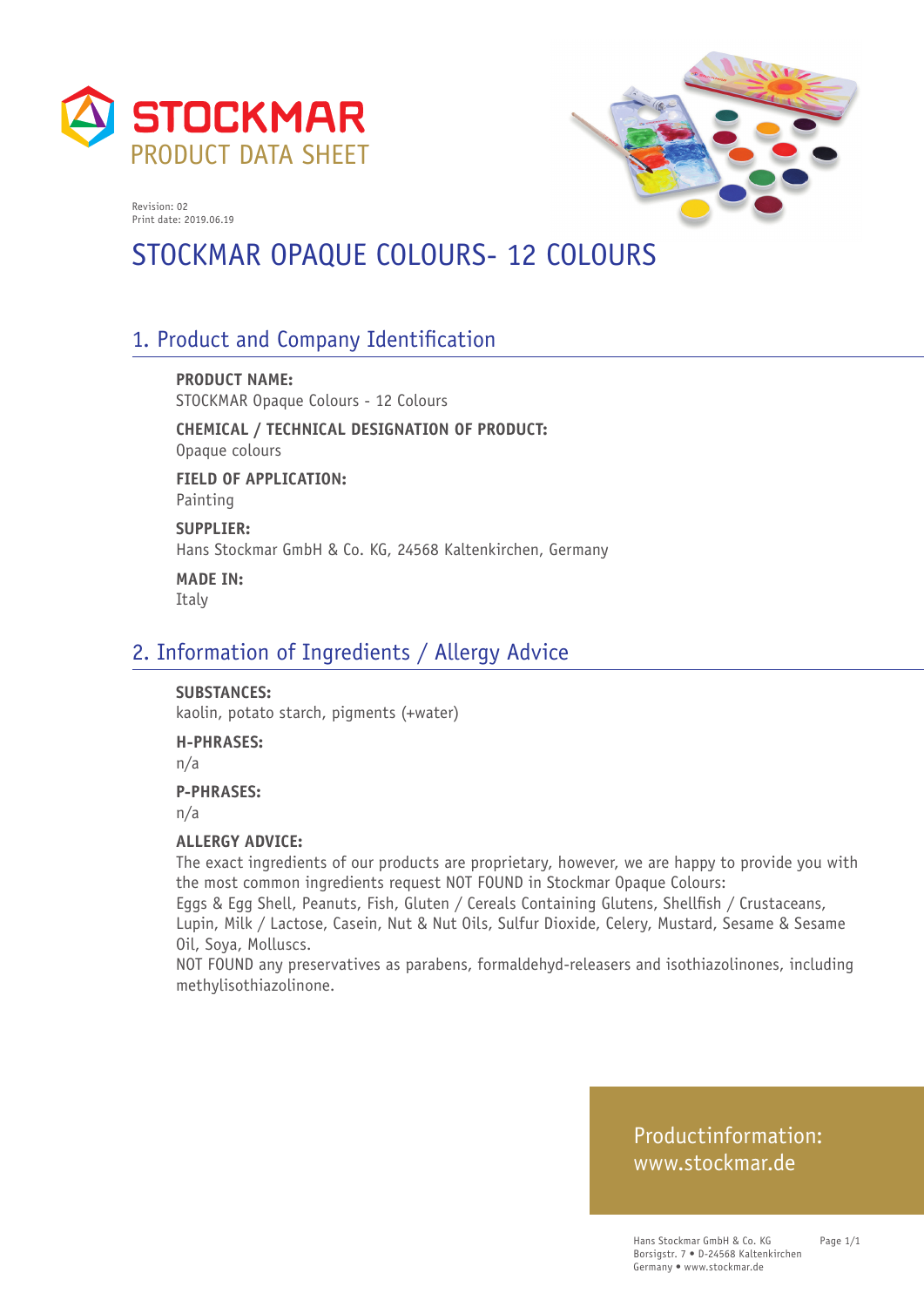STOCKMAR
PRODUCT DATA SHEET

Revision: 02
Print date: 2019.06.19

# STOCKMAR OPAQUE COLOURS- 12 COLOURS

## 1. Product and Company Identification

**PRODUCT NAME:**
STOCKMAR Opaque Colours - 12 Colours

**CHEMICAL / TECHNICAL DESIGNATION OF PRODUCT:**
Opaque colours

**FIELD OF APPLICATION:**
Painting

**SUPPLIER:**
Hans Stockmar GmbH & Co. KG, 24568 Kaltenkirchen, Germany

**MADE IN:**
Italy

## 2. Information of Ingredients / Allergy Advice

**SUBSTANCES:**
kaolin, potato starch, pigments (+water)

**H-PHRASES:**
n/a

**P-PHRASES:**
n/a

**ALLERGY ADVICE:**
The exact ingredients of our products are proprietary, however, we are happy to provide you with the most common ingredients request NOT FOUND in Stockmar Opaque Colours:
Eggs & Egg Shell, Peanuts, Fish, Gluten / Cereals Containing Glutens, Shellfish / Crustaceans, Lupin, Milk / Lactose, Casein, Nut & Nut Oils, Sulfur Dioxide, Celery, Mustard, Sesame & Sesame Oil, Soya, Molluscs.
NOT FOUND any preservatives as parabens, formaldehyd-releasers and isothiazolinones, including methylisothiazolinone.

Productinformation:
www.stockmar.de

Hans Stockmar GmbH & Co. KG
Borsigstr. 7 • D-24568 Kaltenkirchen
Germany • www.stockmar.de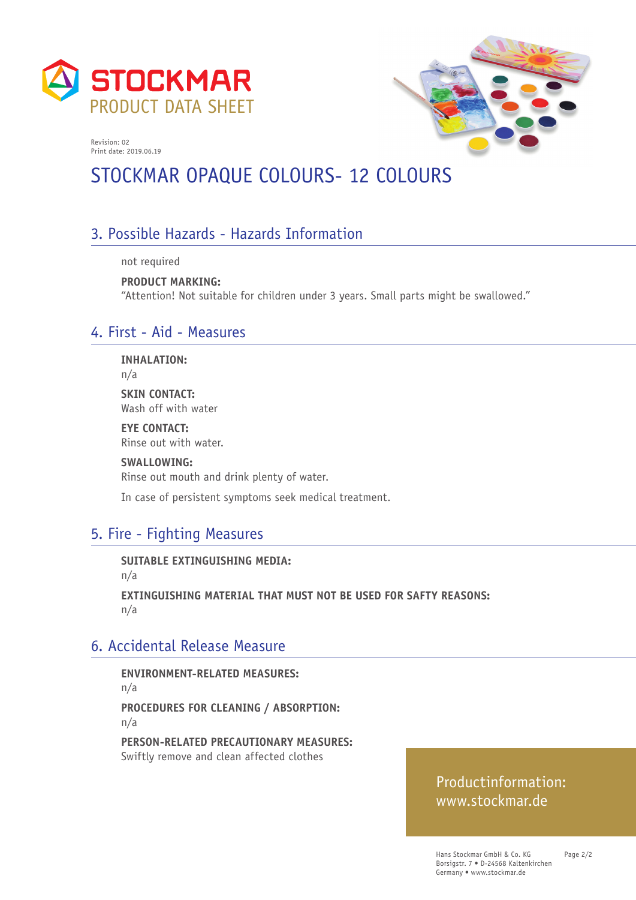# STOCKMAR PRODUCT DATA SHEET

Revision: 02
Print date: 2019.06.19

# STOCKMAR OPAQUE COLOURS- 12 COLOURS

## 3. Possible Hazards - Hazards Information

not required

**PRODUCT MARKING:**
"Attention! Not suitable for children under 3 years. Small parts might be swallowed."

## 4. First - Aid - Measures

**INHALATION:**
n/a

**SKIN CONTACT:**
Wash off with water

**EYE CONTACT:**
Rinse out with water.

**SWALLOWING:**
Rinse out mouth and drink plenty of water.

In case of persistent symptoms seek medical treatment.

## 5. Fire - Fighting Measures

**SUITABLE EXTINGUISHING MEDIA:**
n/a

**EXTINGUISHING MATERIAL THAT MUST NOT BE USED FOR SAFTY REASONS:**
n/a

## 6. Accidental Release Measure

**ENVIRONMENT-RELATED MEASURES:**
n/a

**PROCEDURES FOR CLEANING / ABSORPTION:**
n/a

**PERSON-RELATED PRECAUTIONARY MEASURES:**
Swiftly remove and clean affected clothes

Productinformation:
www.stockmar.de

Hans Stockmar GmbH & Co. KG
Borsigstr. 7 • D-24568 Kaltenkirchen
Germany • www.stockmar.de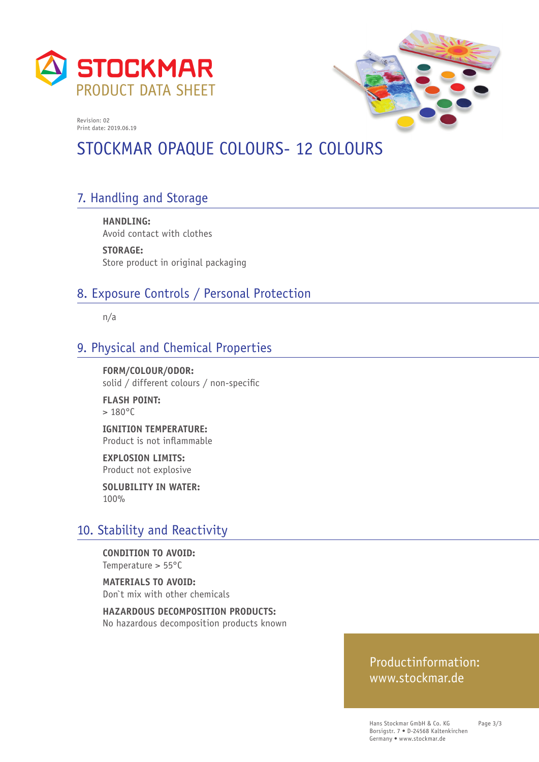# STOCKMAR PRODUCT DATA SHEET

Revision: 02
Print date: 2019.06.19

# STOCKMAR OPAQUE COLOURS- 12 COLOURS

## 7. Handling and Storage

**HANDLING:**
Avoid contact with clothes

**STORAGE:**
Store product in original packaging

## 8. Exposure Controls / Personal Protection

n/a

## 9. Physical and Chemical Properties

**FORM/COLOUR/ODOR:**
solid / different colours / non-specific

**FLASH POINT:**
> 180°C

**IGNITION TEMPERATURE:**
Product is not inflammable

**EXPLOSION LIMITS:**
Product not explosive

**SOLUBILITY IN WATER:**
100%

## 10. Stability and Reactivity

**CONDITION TO AVOID:**
Temperature > 55°C

**MATERIALS TO AVOID:**
Don`t mix with other chemicals

**HAZARDOUS DECOMPOSITION PRODUCTS:**
No hazardous decomposition products known

Productinformation:
www.stockmar.de

Hans Stockmar GmbH & Co. KG
Borsigstr. 7 • D-24568 Kaltenkirchen
Germany • www.stockmar.de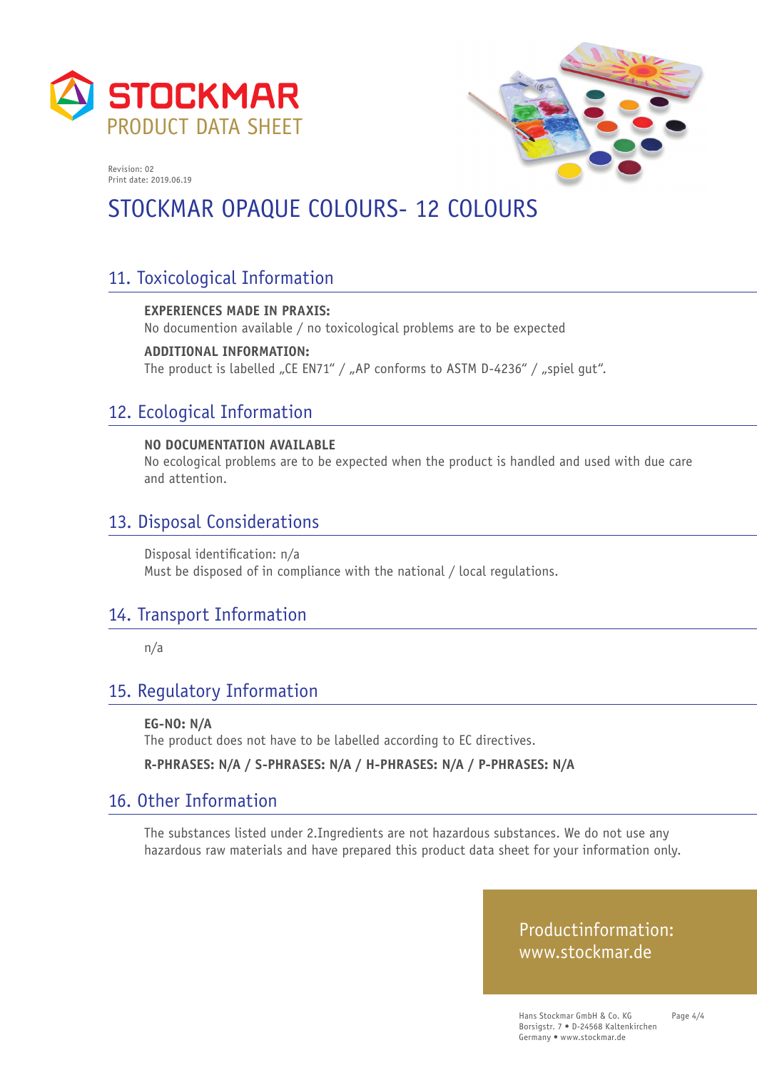STOCKMAR
PRODUCT DATA SHEET

Revision: 02
Print date: 2019.06.19

# STOCKMAR OPAQUE COLOURS- 12 COLOURS

## 11. Toxicological Information

**EXPERIENCES MADE IN PRAXIS:**
No documention available / no toxicological problems are to be expected

**ADDITIONAL INFORMATION:**
The product is labelled „CE EN71“ / „AP conforms to ASTM D-4236“ / „spiel gut“.

## 12. Ecological Information

**NO DOCUMENTATION AVAILABLE**
No ecological problems are to be expected when the product is handled and used with due care and attention.

## 13. Disposal Considerations

Disposal identification: n/a
Must be disposed of in compliance with the national / local regulations.

## 14. Transport Information

n/a

## 15. Regulatory Information

**EG-NO: N/A**
The product does not have to be labelled according to EC directives.

**R-PHRASES: N/A / S-PHRASES: N/A / H-PHRASES: N/A / P-PHRASES: N/A**

## 16. Other Information

The substances listed under 2.Ingredients are not hazardous substances. We do not use any hazardous raw materials and have prepared this product data sheet for your information only.

Productinformation:
www.stockmar.de

Hans Stockmar GmbH & Co. KG
Borsigstr. 7 • D-24568 Kaltenkirchen
Germany • www.stockmar.de